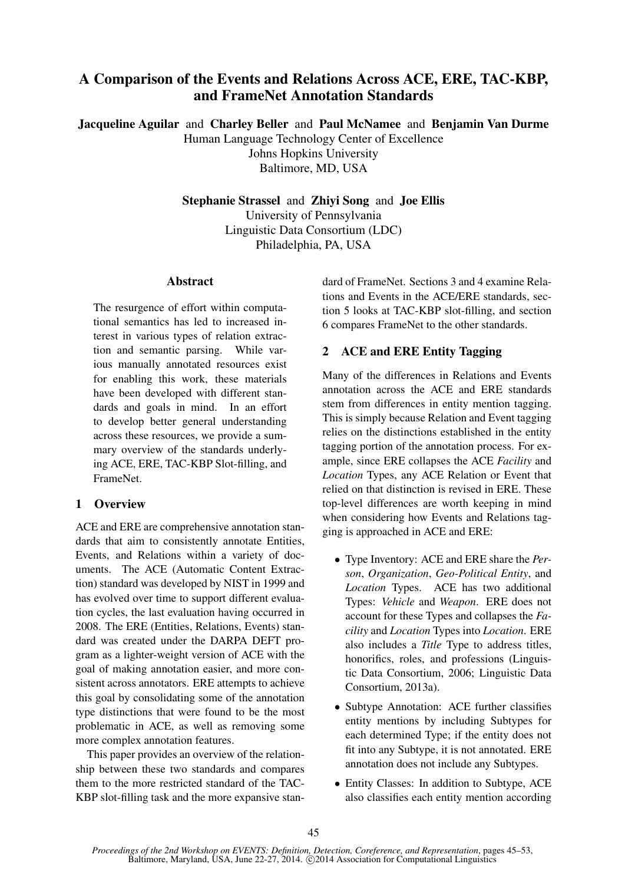# A Comparison of the Events and Relations Across ACE, ERE, TAC-KBP, and FrameNet Annotation Standards

**Jacqueline Aguilar** and **Charley Beller** and **Paul McNamee** and **Benjamin Van Durme**
Human Language Technology Center of Excellence
Johns Hopkins University
Baltimore, MD, USA

**Stephanie Strassel** and **Zhiyi Song** and **Joe Ellis**
University of Pennsylvania
Linguistic Data Consortium (LDC)
Philadelphia, PA, USA

## Abstract

The resurgence of effort within computational semantics has led to increased interest in various types of relation extraction and semantic parsing. While various manually annotated resources exist for enabling this work, these materials have been developed with different standards and goals in mind. In an effort to develop better general understanding across these resources, we provide a summary overview of the standards underlying ACE, ERE, TAC-KBP Slot-filling, and FrameNet.

## 1 Overview

ACE and ERE are comprehensive annotation standards that aim to consistently annotate Entities, Events, and Relations within a variety of documents. The ACE (Automatic Content Extraction) standard was developed by NIST in 1999 and has evolved over time to support different evaluation cycles, the last evaluation having occurred in 2008. The ERE (Entities, Relations, Events) standard was created under the DARPA DEFT program as a lighter-weight version of ACE with the goal of making annotation easier, and more consistent across annotators. ERE attempts to achieve this goal by consolidating some of the annotation type distinctions that were found to be the most problematic in ACE, as well as removing some more complex annotation features.

This paper provides an overview of the relationship between these two standards and compares them to the more restricted standard of the TAC-KBP slot-filling task and the more expansive standard of FrameNet. Sections 3 and 4 examine Relations and Events in the ACE/ERE standards, section 5 looks at TAC-KBP slot-filling, and section 6 compares FrameNet to the other standards.

## 2 ACE and ERE Entity Tagging

Many of the differences in Relations and Events annotation across the ACE and ERE standards stem from differences in entity mention tagging. This is simply because Relation and Event tagging relies on the distinctions established in the entity tagging portion of the annotation process. For example, since ERE collapses the ACE *Facility* and *Location* Types, any ACE Relation or Event that relied on that distinction is revised in ERE. These top-level differences are worth keeping in mind when considering how Events and Relations tagging is approached in ACE and ERE:

- Type Inventory: ACE and ERE share the *Person*, *Organization*, *Geo-Political Entity*, and *Location* Types. ACE has two additional Types: *Vehicle* and *Weapon*. ERE does not account for these Types and collapses the *Facility* and *Location* Types into *Location*. ERE also includes a *Title* Type to address titles, honorifics, roles, and professions (Linguistic Data Consortium, 2006; Linguistic Data Consortium, 2013a).
- Subtype Annotation: ACE further classifies entity mentions by including Subtypes for each determined Type; if the entity does not fit into any Subtype, it is not annotated. ERE annotation does not include any Subtypes.
- Entity Classes: In addition to Subtype, ACE also classifies each entity mention according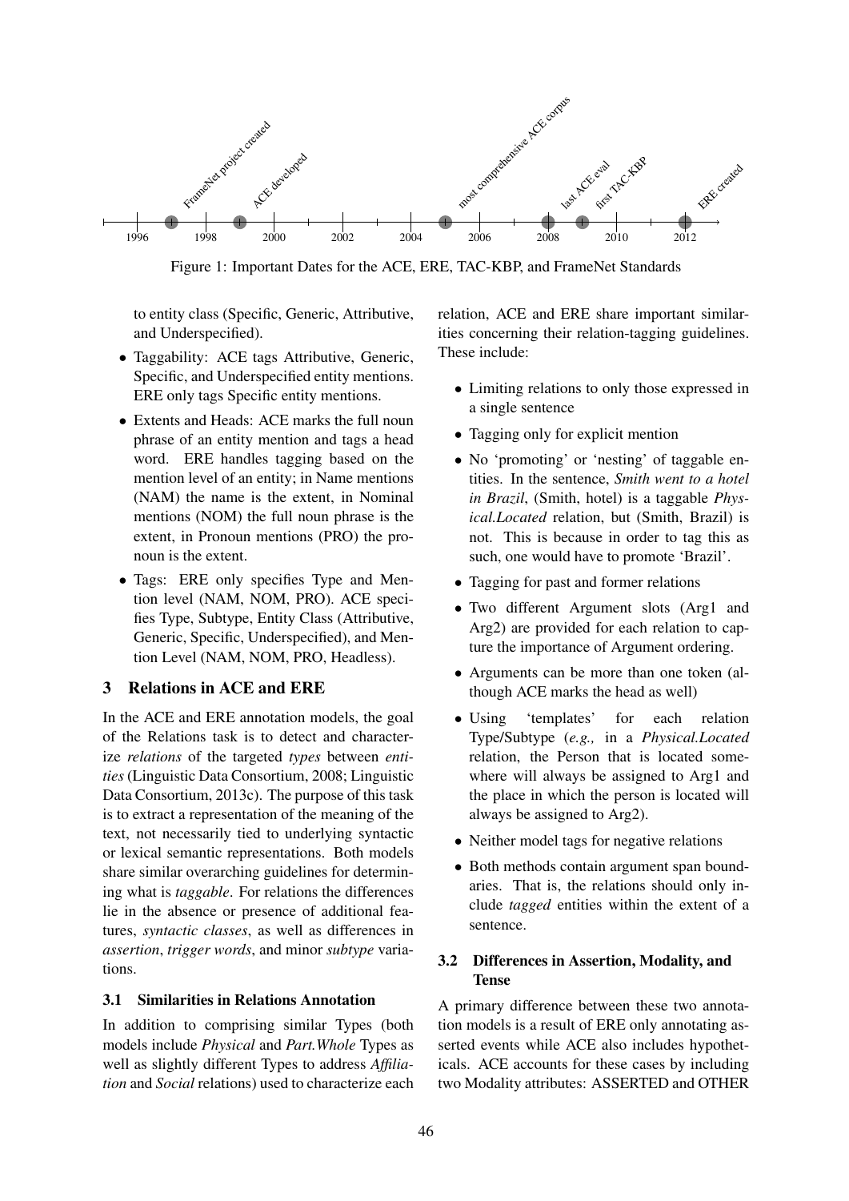Figure 1: Important Dates for the ACE, ERE, TAC-KBP, and FrameNet Standards

to entity class (Specific, Generic, Attributive, and Underspecified).

- Taggability: ACE tags Attributive, Generic, Specific, and Underspecified entity mentions. ERE only tags Specific entity mentions.
- Extents and Heads: ACE marks the full noun phrase of an entity mention and tags a head word. ERE handles tagging based on the mention level of an entity; in Name mentions (NAM) the name is the extent, in Nominal mentions (NOM) the full noun phrase is the extent, in Pronoun mentions (PRO) the pronoun is the extent.
- Tags: ERE only specifies Type and Mention level (NAM, NOM, PRO). ACE specifies Type, Subtype, Entity Class (Attributive, Generic, Specific, Underspecified), and Mention Level (NAM, NOM, PRO, Headless).

## 3 Relations in ACE and ERE

In the ACE and ERE annotation models, the goal of the Relations task is to detect and characterize *relations* of the targeted *types* between *entities* (Linguistic Data Consortium, 2008; Linguistic Data Consortium, 2013c). The purpose of this task is to extract a representation of the meaning of the text, not necessarily tied to underlying syntactic or lexical semantic representations. Both models share similar overarching guidelines for determining what is *taggable*. For relations the differences lie in the absence or presence of additional features, *syntactic classes*, as well as differences in *assertion*, *trigger words*, and minor *subtype* variations.

### 3.1 Similarities in Relations Annotation

In addition to comprising similar Types (both models include *Physical* and *Part.Whole* Types as well as slightly different Types to address *Affiliation* and *Social* relations) used to characterize each relation, ACE and ERE share important similarities concerning their relation-tagging guidelines. These include:

- Limiting relations to only those expressed in a single sentence
- Tagging only for explicit mention
- No 'promoting' or 'nesting' of taggable entities. In the sentence, *Smith went to a hotel in Brazil*, (Smith, hotel) is a taggable *Physical.Located* relation, but (Smith, Brazil) is not. This is because in order to tag this as such, one would have to promote 'Brazil'.
- Tagging for past and former relations
- Two different Argument slots (Arg1 and Arg2) are provided for each relation to capture the importance of Argument ordering.
- Arguments can be more than one token (although ACE marks the head as well)
- Using 'templates' for each relation Type/Subtype (*e.g.,* in a *Physical.Located* relation, the Person that is located somewhere will always be assigned to Arg1 and the place in which the person is located will always be assigned to Arg2).
- Neither model tags for negative relations
- Both methods contain argument span boundaries. That is, the relations should only include *tagged* entities within the extent of a sentence.

### 3.2 Differences in Assertion, Modality, and Tense

A primary difference between these two annotation models is a result of ERE only annotating asserted events while ACE also includes hypotheticals. ACE accounts for these cases by including two Modality attributes: ASSERTED and OTHER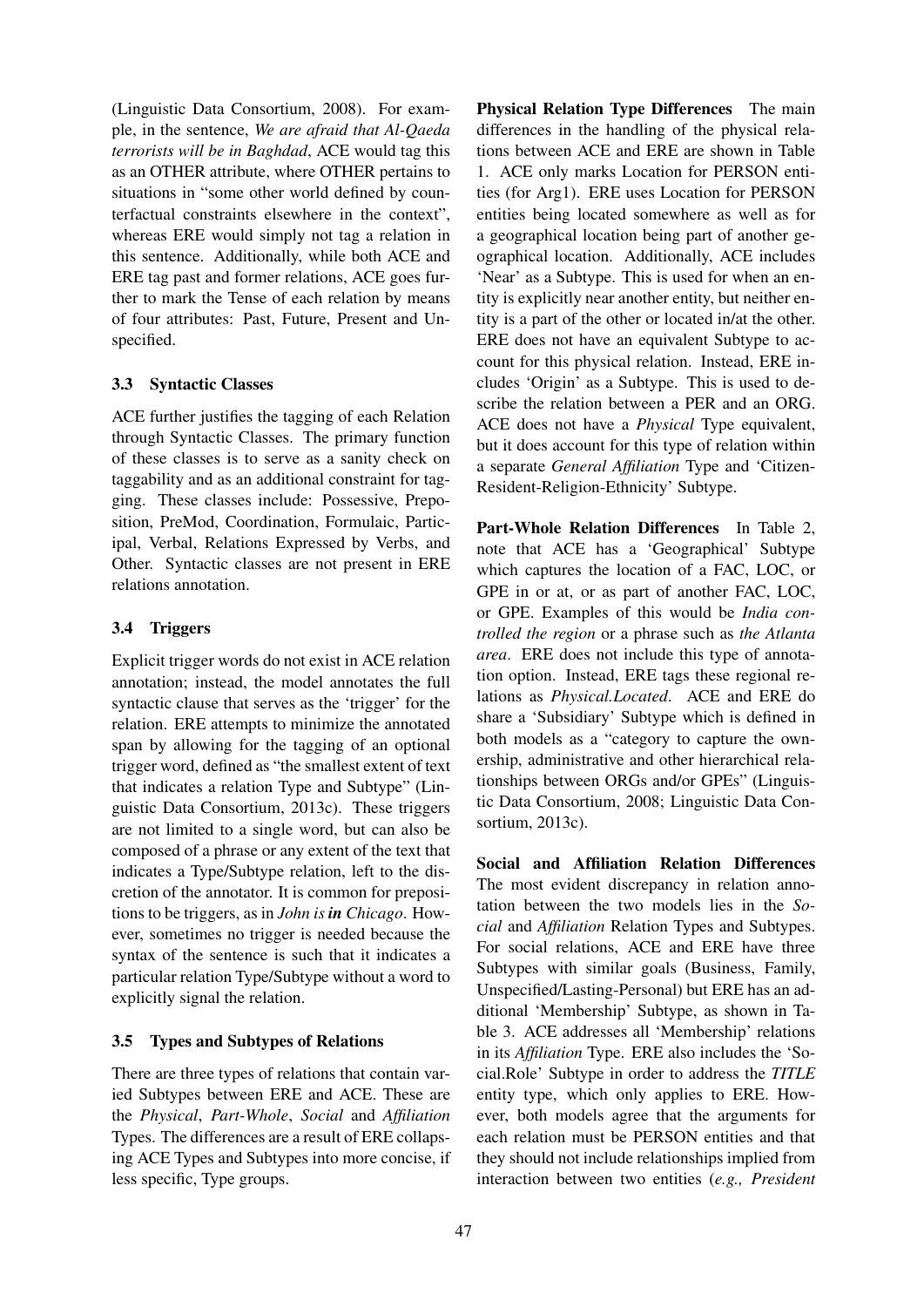(Linguistic Data Consortium, 2008). For example, in the sentence, *We are afraid that Al-Qaeda terrorists will be in Baghdad*, ACE would tag this as an OTHER attribute, where OTHER pertains to situations in "some other world defined by counterfactual constraints elsewhere in the context", whereas ERE would simply not tag a relation in this sentence. Additionally, while both ACE and ERE tag past and former relations, ACE goes further to mark the Tense of each relation by means of four attributes: Past, Future, Present and Unspecified.

### 3.3 Syntactic Classes

ACE further justifies the tagging of each Relation through Syntactic Classes. The primary function of these classes is to serve as a sanity check on taggability and as an additional constraint for tagging. These classes include: Possessive, Preposition, PreMod, Coordination, Formulaic, Participal, Verbal, Relations Expressed by Verbs, and Other. Syntactic classes are not present in ERE relations annotation.

### 3.4 Triggers

Explicit trigger words do not exist in ACE relation annotation; instead, the model annotates the full syntactic clause that serves as the 'trigger' for the relation. ERE attempts to minimize the annotated span by allowing for the tagging of an optional trigger word, defined as "the smallest extent of text that indicates a relation Type and Subtype" (Linguistic Data Consortium, 2013c). These triggers are not limited to a single word, but can also be composed of a phrase or any extent of the text that indicates a Type/Subtype relation, left to the discretion of the annotator. It is common for prepositions to be triggers, as in *John is* ***in*** *Chicago*. However, sometimes no trigger is needed because the syntax of the sentence is such that it indicates a particular relation Type/Subtype without a word to explicitly signal the relation.

### 3.5 Types and Subtypes of Relations

There are three types of relations that contain varied Subtypes between ERE and ACE. These are the *Physical*, *Part-Whole*, *Social* and *Affiliation* Types. The differences are a result of ERE collapsing ACE Types and Subtypes into more concise, if less specific, Type groups.

**Physical Relation Type Differences** The main differences in the handling of the physical relations between ACE and ERE are shown in Table 1. ACE only marks Location for PERSON entities (for Arg1). ERE uses Location for PERSON entities being located somewhere as well as for a geographical location being part of another geographical location. Additionally, ACE includes 'Near' as a Subtype. This is used for when an entity is explicitly near another entity, but neither entity is a part of the other or located in/at the other. ERE does not have an equivalent Subtype to account for this physical relation. Instead, ERE includes 'Origin' as a Subtype. This is used to describe the relation between a PER and an ORG. ACE does not have a *Physical* Type equivalent, but it does account for this type of relation within a separate *General Affiliation* Type and 'Citizen-Resident-Religion-Ethnicity' Subtype.

**Part-Whole Relation Differences** In Table 2, note that ACE has a 'Geographical' Subtype which captures the location of a FAC, LOC, or GPE in or at, or as part of another FAC, LOC, or GPE. Examples of this would be *India controlled the region* or a phrase such as *the Atlanta area*. ERE does not include this type of annotation option. Instead, ERE tags these regional relations as *Physical.Located*. ACE and ERE do share a 'Subsidiary' Subtype which is defined in both models as a "category to capture the ownership, administrative and other hierarchical relationships between ORGs and/or GPEs" (Linguistic Data Consortium, 2008; Linguistic Data Consortium, 2013c).

**Social and Affiliation Relation Differences** The most evident discrepancy in relation annotation between the two models lies in the *Social* and *Affiliation* Relation Types and Subtypes. For social relations, ACE and ERE have three Subtypes with similar goals (Business, Family, Unspecified/Lasting-Personal) but ERE has an additional 'Membership' Subtype, as shown in Table 3. ACE addresses all 'Membership' relations in its *Affiliation* Type. ERE also includes the 'Social.Role' Subtype in order to address the *TITLE* entity type, which only applies to ERE. However, both models agree that the arguments for each relation must be PERSON entities and that they should not include relationships implied from interaction between two entities (*e.g., President*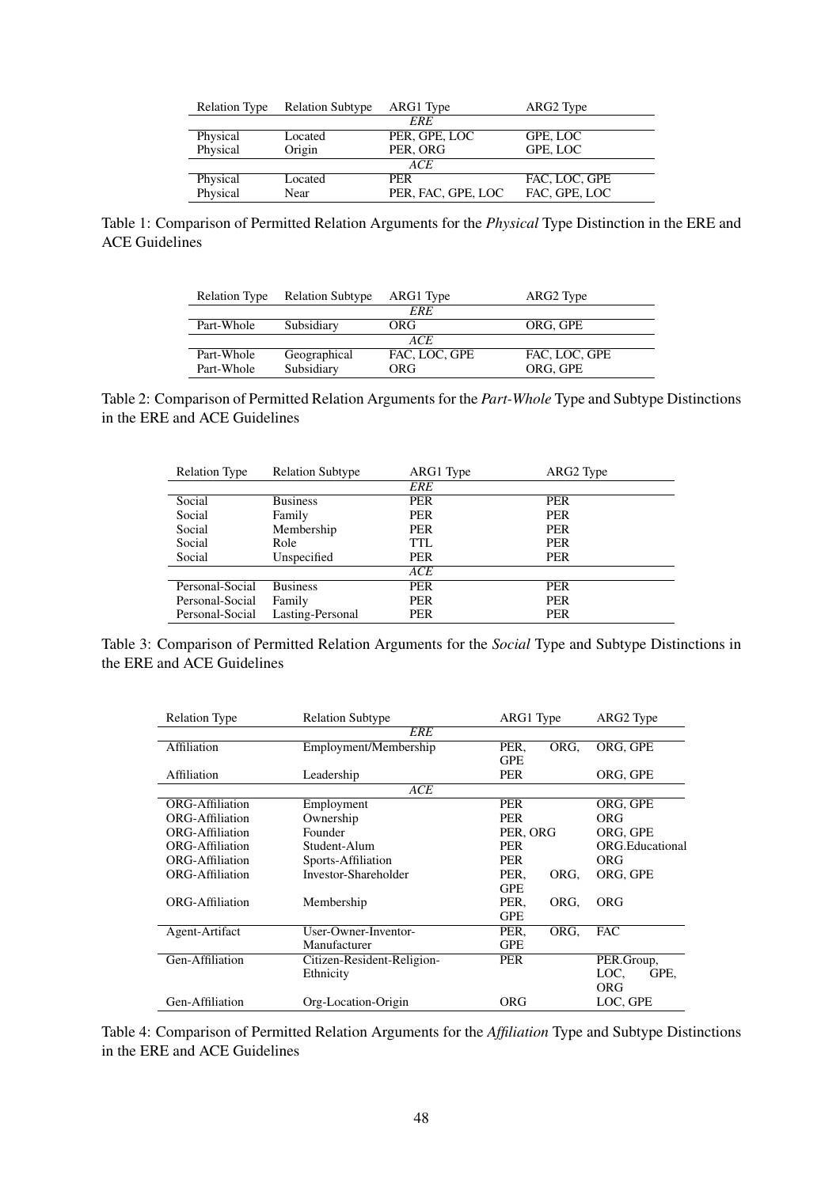| Relation Type | Relation Subtype | ARG1 Type | ARG2 Type |
|---|---|---|---|
| | | *ERE* | |
| Physical | Located | PER, GPE, LOC | GPE, LOC |
| Physical | Origin | PER, ORG | GPE, LOC |
| | | *ACE* | |
| Physical | Located | PER | FAC, LOC, GPE |
| Physical | Near | PER, FAC, GPE, LOC | FAC, GPE, LOC |

Table 1: Comparison of Permitted Relation Arguments for the *Physical* Type Distinction in the ERE and ACE Guidelines

| Relation Type | Relation Subtype | ARG1 Type | ARG2 Type |
|---|---|---|---|
| | | *ERE* | |
| Part-Whole | Subsidiary | ORG | ORG, GPE |
| | | *ACE* | |
| Part-Whole | Geographical | FAC, LOC, GPE | FAC, LOC, GPE |
| Part-Whole | Subsidiary | ORG | ORG, GPE |

Table 2: Comparison of Permitted Relation Arguments for the *Part-Whole* Type and Subtype Distinctions in the ERE and ACE Guidelines

| Relation Type | Relation Subtype | ARG1 Type | ARG2 Type |
|---|---|---|---|
| | | *ERE* | |
| Social | Business | PER | PER |
| Social | Family | PER | PER |
| Social | Membership | PER | PER |
| Social | Role | TTL | PER |
| Social | Unspecified | PER | PER |
| | | *ACE* | |
| Personal-Social | Business | PER | PER |
| Personal-Social | Family | PER | PER |
| Personal-Social | Lasting-Personal | PER | PER |

Table 3: Comparison of Permitted Relation Arguments for the *Social* Type and Subtype Distinctions in the ERE and ACE Guidelines

| Relation Type | Relation Subtype | ARG1 Type | ARG2 Type |
|---|---|---|---|
| | *ERE* | | |
| Affiliation | Employment/Membership | PER, ORG, GPE | ORG, GPE |
| Affiliation | Leadership | PER | ORG, GPE |
| | *ACE* | | |
| ORG-Affiliation | Employment | PER | ORG, GPE |
| ORG-Affiliation | Ownership | PER | ORG |
| ORG-Affiliation | Founder | PER, ORG | ORG, GPE |
| ORG-Affiliation | Student-Alum | PER | ORG.Educational |
| ORG-Affiliation | Sports-Affiliation | PER | ORG |
| ORG-Affiliation | Investor-Shareholder | PER, ORG, GPE | ORG, GPE |
| ORG-Affiliation | Membership | PER, ORG, GPE | ORG |
| Agent-Artifact | User-Owner-Inventor-Manufacturer | PER, ORG, GPE | FAC |
| Gen-Affiliation | Citizen-Resident-Religion-Ethnicity | PER | PER.Group, LOC, GPE, ORG |
| Gen-Affiliation | Org-Location-Origin | ORG | LOC, GPE |

Table 4: Comparison of Permitted Relation Arguments for the *Affiliation* Type and Subtype Distinctions in the ERE and ACE Guidelines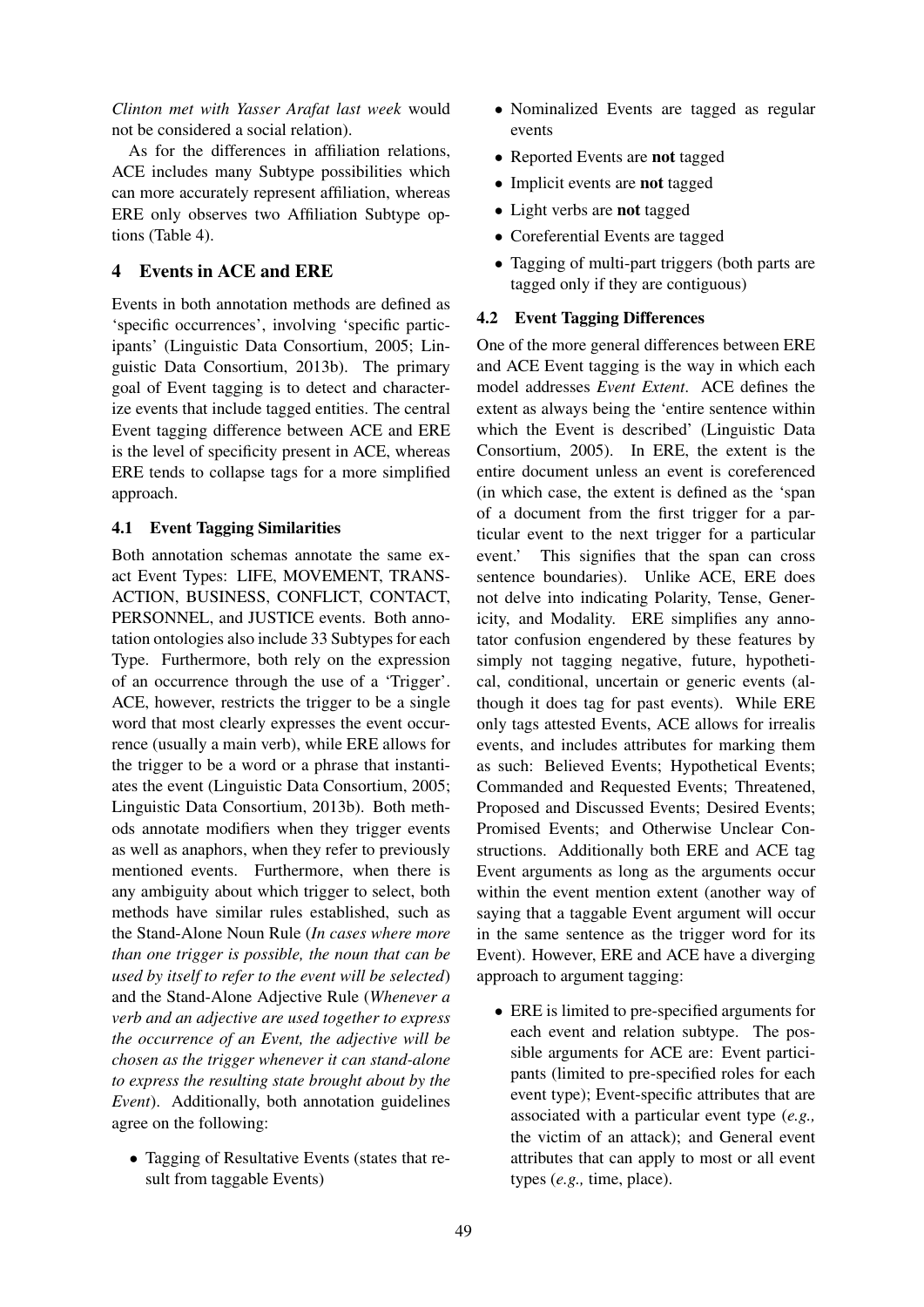*Clinton met with Yasser Arafat last week* would not be considered a social relation).

As for the differences in affiliation relations, ACE includes many Subtype possibilities which can more accurately represent affiliation, whereas ERE only observes two Affiliation Subtype options (Table 4).

## 4 Events in ACE and ERE

Events in both annotation methods are defined as 'specific occurrences', involving 'specific participants' (Linguistic Data Consortium, 2005; Linguistic Data Consortium, 2013b). The primary goal of Event tagging is to detect and characterize events that include tagged entities. The central Event tagging difference between ACE and ERE is the level of specificity present in ACE, whereas ERE tends to collapse tags for a more simplified approach.

### 4.1 Event Tagging Similarities

Both annotation schemas annotate the same exact Event Types: LIFE, MOVEMENT, TRANSACTION, BUSINESS, CONFLICT, CONTACT, PERSONNEL, and JUSTICE events. Both annotation ontologies also include 33 Subtypes for each Type. Furthermore, both rely on the expression of an occurrence through the use of a 'Trigger'. ACE, however, restricts the trigger to be a single word that most clearly expresses the event occurrence (usually a main verb), while ERE allows for the trigger to be a word or a phrase that instantiates the event (Linguistic Data Consortium, 2005; Linguistic Data Consortium, 2013b). Both methods annotate modifiers when they trigger events as well as anaphors, when they refer to previously mentioned events. Furthermore, when there is any ambiguity about which trigger to select, both methods have similar rules established, such as the Stand-Alone Noun Rule (*In cases where more than one trigger is possible, the noun that can be used by itself to refer to the event will be selected*) and the Stand-Alone Adjective Rule (*Whenever a verb and an adjective are used together to express the occurrence of an Event, the adjective will be chosen as the trigger whenever it can stand-alone to express the resulting state brought about by the Event*). Additionally, both annotation guidelines agree on the following:

- Tagging of Resultative Events (states that result from taggable Events)
- Nominalized Events are tagged as regular events
- Reported Events are **not** tagged
- Implicit events are **not** tagged
- Light verbs are **not** tagged
- Coreferential Events are tagged
- Tagging of multi-part triggers (both parts are tagged only if they are contiguous)

### 4.2 Event Tagging Differences

One of the more general differences between ERE and ACE Event tagging is the way in which each model addresses *Event Extent*. ACE defines the extent as always being the 'entire sentence within which the Event is described' (Linguistic Data Consortium, 2005). In ERE, the extent is the entire document unless an event is coreferenced (in which case, the extent is defined as the 'span of a document from the first trigger for a particular event to the next trigger for a particular event.' This signifies that the span can cross sentence boundaries). Unlike ACE, ERE does not delve into indicating Polarity, Tense, Genericity, and Modality. ERE simplifies any annotator confusion engendered by these features by simply not tagging negative, future, hypothetical, conditional, uncertain or generic events (although it does tag for past events). While ERE only tags attested Events, ACE allows for irrealis events, and includes attributes for marking them as such: Believed Events; Hypothetical Events; Commanded and Requested Events; Threatened, Proposed and Discussed Events; Desired Events; Promised Events; and Otherwise Unclear Constructions. Additionally both ERE and ACE tag Event arguments as long as the arguments occur within the event mention extent (another way of saying that a taggable Event argument will occur in the same sentence as the trigger word for its Event). However, ERE and ACE have a diverging approach to argument tagging:

- ERE is limited to pre-specified arguments for each event and relation subtype. The possible arguments for ACE are: Event participants (limited to pre-specified roles for each event type); Event-specific attributes that are associated with a particular event type (*e.g.,* the victim of an attack); and General event attributes that can apply to most or all event types (*e.g.,* time, place).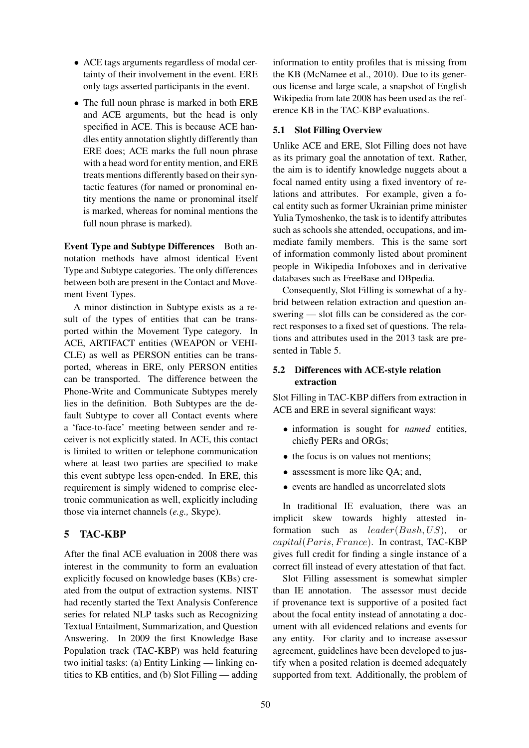- ACE tags arguments regardless of modal certainty of their involvement in the event. ERE only tags asserted participants in the event.
- The full noun phrase is marked in both ERE and ACE arguments, but the head is only specified in ACE. This is because ACE handles entity annotation slightly differently than ERE does; ACE marks the full noun phrase with a head word for entity mention, and ERE treats mentions differently based on their syntactic features (for named or pronominal entity mentions the name or pronominal itself is marked, whereas for nominal mentions the full noun phrase is marked).

**Event Type and Subtype Differences** Both annotation methods have almost identical Event Type and Subtype categories. The only differences between both are present in the Contact and Movement Event Types.

A minor distinction in Subtype exists as a result of the types of entities that can be transported within the Movement Type category. In ACE, ARTIFACT entities (WEAPON or VEHICLE) as well as PERSON entities can be transported, whereas in ERE, only PERSON entities can be transported. The difference between the Phone-Write and Communicate Subtypes merely lies in the definition. Both Subtypes are the default Subtype to cover all Contact events where a 'face-to-face' meeting between sender and receiver is not explicitly stated. In ACE, this contact is limited to written or telephone communication where at least two parties are specified to make this event subtype less open-ended. In ERE, this requirement is simply widened to comprise electronic communication as well, explicitly including those via internet channels (*e.g.,* Skype).

## 5 TAC-KBP

After the final ACE evaluation in 2008 there was interest in the community to form an evaluation explicitly focused on knowledge bases (KBs) created from the output of extraction systems. NIST had recently started the Text Analysis Conference series for related NLP tasks such as Recognizing Textual Entailment, Summarization, and Question Answering. In 2009 the first Knowledge Base Population track (TAC-KBP) was held featuring two initial tasks: (a) Entity Linking — linking entities to KB entities, and (b) Slot Filling — adding information to entity profiles that is missing from the KB (McNamee et al., 2010). Due to its generous license and large scale, a snapshot of English Wikipedia from late 2008 has been used as the reference KB in the TAC-KBP evaluations.

### 5.1 Slot Filling Overview

Unlike ACE and ERE, Slot Filling does not have as its primary goal the annotation of text. Rather, the aim is to identify knowledge nuggets about a focal named entity using a fixed inventory of relations and attributes. For example, given a focal entity such as former Ukrainian prime minister Yulia Tymoshenko, the task is to identify attributes such as schools she attended, occupations, and immediate family members. This is the same sort of information commonly listed about prominent people in Wikipedia Infoboxes and in derivative databases such as FreeBase and DBpedia.

Consequently, Slot Filling is somewhat of a hybrid between relation extraction and question answering — slot fills can be considered as the correct responses to a fixed set of questions. The relations and attributes used in the 2013 task are presented in Table 5.

### 5.2 Differences with ACE-style relation extraction

Slot Filling in TAC-KBP differs from extraction in ACE and ERE in several significant ways:

- information is sought for *named* entities, chiefly PERs and ORGs;
- the focus is on values not mentions;
- assessment is more like QA; and,
- events are handled as uncorrelated slots

In traditional IE evaluation, there was an implicit skew towards highly attested information such as $leader(Bush, US)$, or $capital(Paris, France)$. In contrast, TAC-KBP gives full credit for finding a single instance of a correct fill instead of every attestation of that fact.

Slot Filling assessment is somewhat simpler than IE annotation. The assessor must decide if provenance text is supportive of a posited fact about the focal entity instead of annotating a document with all evidenced relations and events for any entity. For clarity and to increase assessor agreement, guidelines have been developed to justify when a posited relation is deemed adequately supported from text. Additionally, the problem of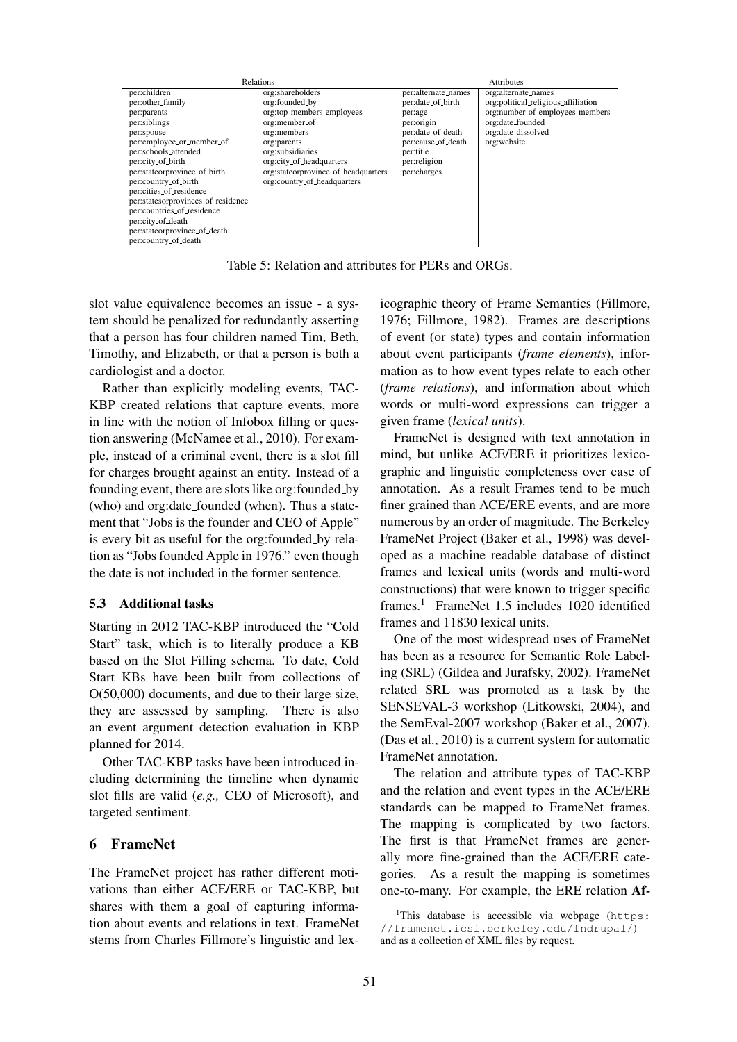| Relations | | Attributes | |
|---|---|---|---|
| per:children | org:shareholders | per:alternate_names | org:alternate_names |
| per:other_family | org:founded_by | per:date_of_birth | org:political_religious_affiliation |
| per:parents | org:top_members_employees | per:age | org:number_of_employees_members |
| per:siblings | org:member_of | per:origin | org:date_founded |
| per:spouse | org:members | per:date_of_death | org:date_dissolved |
| per:employee_or_member_of | org:parents | per:cause_of_death | org:website |
| per:schools_attended | org:subsidiaries | per:title | |
| per:city_of_birth | org:city_of_headquarters | per:religion | |
| per:stateorprovince_of_birth | org:stateorprovince_of_headquarters | per:charges | |
| per:country_of_birth | org:country_of_headquarters | | |
| per:cities_of_residence | | | |
| per:statesorprovinces_of_residence | | | |
| per:countries_of_residence | | | |
| per:city_of_death | | | |
| per:stateorprovince_of_death | | | |
| per:country_of_death | | | |

Table 5: Relation and attributes for PERs and ORGs.

slot value equivalence becomes an issue - a system should be penalized for redundantly asserting that a person has four children named Tim, Beth, Timothy, and Elizabeth, or that a person is both a cardiologist and a doctor.

Rather than explicitly modeling events, TAC-KBP created relations that capture events, more in line with the notion of Infobox filling or question answering (McNamee et al., 2010). For example, instead of a criminal event, there is a slot fill for charges brought against an entity. Instead of a founding event, there are slots like org:founded_by (who) and org:date_founded (when). Thus a statement that "Jobs is the founder and CEO of Apple" is every bit as useful for the org:founded_by relation as "Jobs founded Apple in 1976." even though the date is not included in the former sentence.

### 5.3 Additional tasks

Starting in 2012 TAC-KBP introduced the "Cold Start" task, which is to literally produce a KB based on the Slot Filling schema. To date, Cold Start KBs have been built from collections of O(50,000) documents, and due to their large size, they are assessed by sampling. There is also an event argument detection evaluation in KBP planned for 2014.

Other TAC-KBP tasks have been introduced including determining the timeline when dynamic slot fills are valid (*e.g.,* CEO of Microsoft), and targeted sentiment.

## 6 FrameNet

The FrameNet project has rather different motivations than either ACE/ERE or TAC-KBP, but shares with them a goal of capturing information about events and relations in text. FrameNet stems from Charles Fillmore's linguistic and lexicographic theory of Frame Semantics (Fillmore, 1976; Fillmore, 1982). Frames are descriptions of event (or state) types and contain information about event participants (*frame elements*), information as to how event types relate to each other (*frame relations*), and information about which words or multi-word expressions can trigger a given frame (*lexical units*).

FrameNet is designed with text annotation in mind, but unlike ACE/ERE it prioritizes lexicographic and linguistic completeness over ease of annotation. As a result Frames tend to be much finer grained than ACE/ERE events, and are more numerous by an order of magnitude. The Berkeley FrameNet Project (Baker et al., 1998) was developed as a machine readable database of distinct frames and lexical units (words and multi-word constructions) that were known to trigger specific frames.[1] FrameNet 1.5 includes 1020 identified frames and 11830 lexical units.

One of the most widespread uses of FrameNet has been as a resource for Semantic Role Labeling (SRL) (Gildea and Jurafsky, 2002). FrameNet related SRL was promoted as a task by the SENSEVAL-3 workshop (Litkowski, 2004), and the SemEval-2007 workshop (Baker et al., 2007). (Das et al., 2010) is a current system for automatic FrameNet annotation.

The relation and attribute types of TAC-KBP and the relation and event types in the ACE/ERE standards can be mapped to FrameNet frames. The mapping is complicated by two factors. The first is that FrameNet frames are generally more fine-grained than the ACE/ERE categories. As a result the mapping is sometimes one-to-many. For example, the ERE relation **Af-**

[1] This database is accessible via webpage (https://framenet.icsi.berkeley.edu/fndrupal/) and as a collection of XML files by request.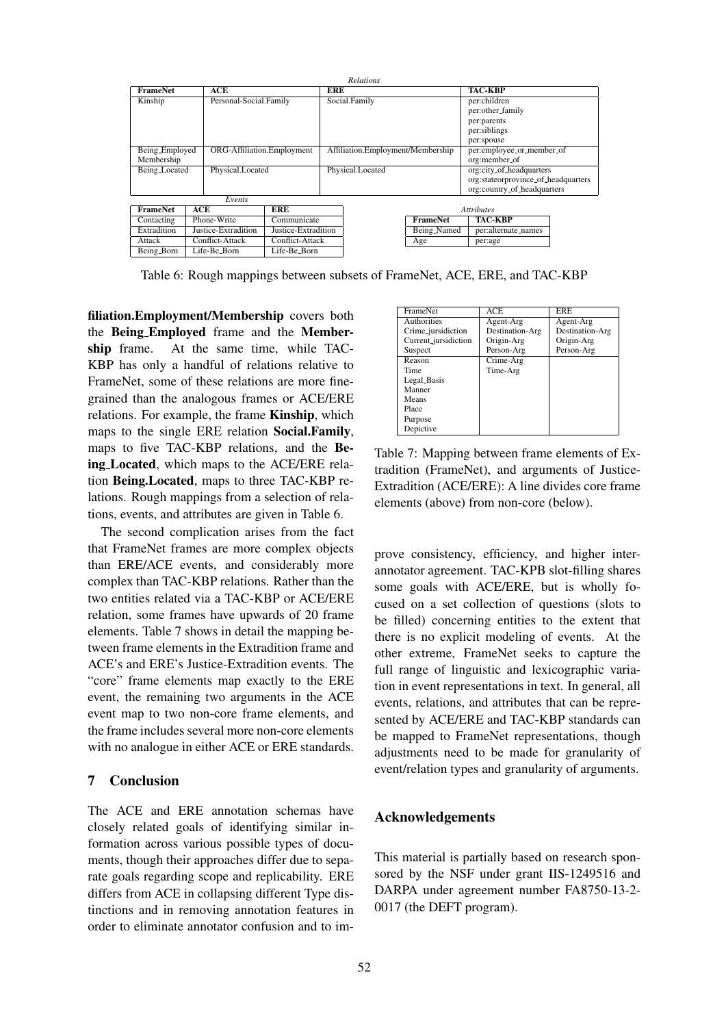*Relations*

| FrameNet | ACE | ERE | TAC-KBP |
|---|---|---|---|
| Kinship | Personal-Social.Family | Social.Family | per:children<br>per:other_family<br>per:parents<br>per:siblings<br>per:spouse |
| Being_Employed<br>Membership | ORG-Affiliation.Employment | Affiliation.Employment/Membership | per:employee_or_member_of<br>org:member_of |
| Being_Located | Physical.Located | Physical.Located | org:city_of_headquarters<br>org:stateorprovince_of_headquarters<br>org:country_of_headquarters |

*Events*

| FrameNet | ACE | ERE |
|---|---|---|
| Contacting | Phone-Write | Communicate |
| Extradition | Justice-Extradition | Justice-Extradition |
| Attack | Conflict-Attack | Conflict-Attack |
| Being_Born | Life-Be_Born | Life-Be_Born |

*Attributes*

| FrameNet | TAC-KBP |
|---|---|
| Being_Named | per:alternate_names |
| Age | per:age |

Table 6: Rough mappings between subsets of FrameNet, ACE, ERE, and TAC-KBP

**filiation.Employment/Membership** covers both the **Being_Employed** frame and the **Membership** frame. At the same time, while TAC-KBP has only a handful of relations relative to FrameNet, some of these relations are more fine-grained than the analogous frames or ACE/ERE relations. For example, the frame **Kinship**, which maps to the single ERE relation **Social.Family**, maps to five TAC-KBP relations, and the **Being_Located**, which maps to the ACE/ERE relation **Being.Located**, maps to three TAC-KBP relations. Rough mappings from a selection of relations, events, and attributes are given in Table 6.

The second complication arises from the fact that FrameNet frames are more complex objects than ERE/ACE events, and considerably more complex than TAC-KBP relations. Rather than the two entities related via a TAC-KBP or ACE/ERE relation, some frames have upwards of 20 frame elements. Table 7 shows in detail the mapping between frame elements in the Extradition frame and ACE's and ERE's Justice-Extradition events. The "core" frame elements map exactly to the ERE event, the remaining two arguments in the ACE event map to two non-core frame elements, and the frame includes several more non-core elements with no analogue in either ACE or ERE standards.

| FrameNet | ACE | ERE |
|---|---|---|
| Authorities | Agent-Arg | Agent-Arg |
| Crime_jursidiction | Destination-Arg | Destination-Arg |
| Current_jursidiction | Origin-Arg | Origin-Arg |
| Suspect | Person-Arg | Person-Arg |
| Reason | Crime-Arg | |
| Time | Time-Arg | |
| Legal_Basis | | |
| Manner | | |
| Means | | |
| Place | | |
| Purpose | | |
| Depictive | | |

Table 7: Mapping between frame elements of Extradition (FrameNet), and arguments of Justice-Extradition (ACE/ERE): A line divides core frame elements (above) from non-core (below).

## 7 Conclusion

The ACE and ERE annotation schemas have closely related goals of identifying similar information across various possible types of documents, though their approaches differ due to separate goals regarding scope and replicability. ERE differs from ACE in collapsing different Type distinctions and in removing annotation features in order to eliminate annotator confusion and to improve consistency, efficiency, and higher inter-annotator agreement. TAC-KPB slot-filling shares some goals with ACE/ERE, but is wholly focused on a set collection of questions (slots to be filled) concerning entities to the extent that there is no explicit modeling of events. At the other extreme, FrameNet seeks to capture the full range of linguistic and lexicographic variation in event representations in text. In general, all events, relations, and attributes that can be represented by ACE/ERE and TAC-KBP standards can be mapped to FrameNet representations, though adjustments need to be made for granularity of event/relation types and granularity of arguments.

## Acknowledgements

This material is partially based on research sponsored by the NSF under grant IIS-1249516 and DARPA under agreement number FA8750-13-2-0017 (the DEFT program).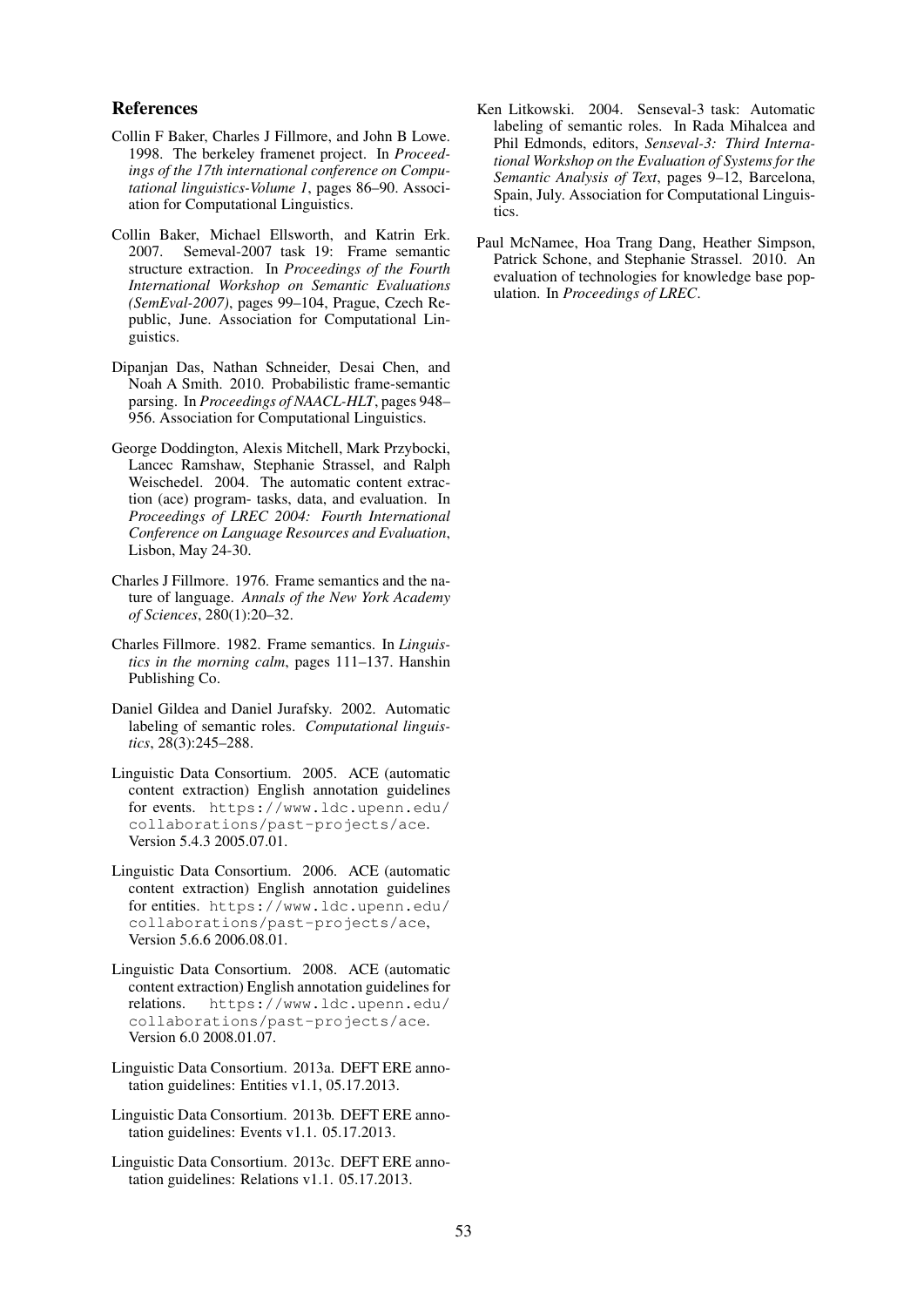## References

Collin F Baker, Charles J Fillmore, and John B Lowe. 1998. The berkeley framenet project. In *Proceedings of the 17th international conference on Computational linguistics-Volume 1*, pages 86–90. Association for Computational Linguistics.

Collin Baker, Michael Ellsworth, and Katrin Erk. 2007. Semeval-2007 task 19: Frame semantic structure extraction. In *Proceedings of the Fourth International Workshop on Semantic Evaluations (SemEval-2007)*, pages 99–104, Prague, Czech Republic, June. Association for Computational Linguistics.

Dipanjan Das, Nathan Schneider, Desai Chen, and Noah A Smith. 2010. Probabilistic frame-semantic parsing. In *Proceedings of NAACL-HLT*, pages 948–956. Association for Computational Linguistics.

George Doddington, Alexis Mitchell, Mark Przybocki, Lancec Ramshaw, Stephanie Strassel, and Ralph Weischedel. 2004. The automatic content extraction (ace) program- tasks, data, and evaluation. In *Proceedings of LREC 2004: Fourth International Conference on Language Resources and Evaluation*, Lisbon, May 24-30.

Charles J Fillmore. 1976. Frame semantics and the nature of language. *Annals of the New York Academy of Sciences*, 280(1):20–32.

Charles Fillmore. 1982. Frame semantics. In *Linguistics in the morning calm*, pages 111–137. Hanshin Publishing Co.

Daniel Gildea and Daniel Jurafsky. 2002. Automatic labeling of semantic roles. *Computational linguistics*, 28(3):245–288.

Linguistic Data Consortium. 2005. ACE (automatic content extraction) English annotation guidelines for events. https://www.ldc.upenn.edu/collaborations/past-projects/ace. Version 5.4.3 2005.07.01.

Linguistic Data Consortium. 2006. ACE (automatic content extraction) English annotation guidelines for entities. https://www.ldc.upenn.edu/collaborations/past-projects/ace, Version 5.6.6 2006.08.01.

Linguistic Data Consortium. 2008. ACE (automatic content extraction) English annotation guidelines for relations. https://www.ldc.upenn.edu/collaborations/past-projects/ace. Version 6.0 2008.01.07.

Linguistic Data Consortium. 2013a. DEFT ERE annotation guidelines: Entities v1.1, 05.17.2013.

Linguistic Data Consortium. 2013b. DEFT ERE annotation guidelines: Events v1.1. 05.17.2013.

Linguistic Data Consortium. 2013c. DEFT ERE annotation guidelines: Relations v1.1. 05.17.2013.

Ken Litkowski. 2004. Senseval-3 task: Automatic labeling of semantic roles. In Rada Mihalcea and Phil Edmonds, editors, *Senseval-3: Third International Workshop on the Evaluation of Systems for the Semantic Analysis of Text*, pages 9–12, Barcelona, Spain, July. Association for Computational Linguistics.

Paul McNamee, Hoa Trang Dang, Heather Simpson, Patrick Schone, and Stephanie Strassel. 2010. An evaluation of technologies for knowledge base population. In *Proceedings of LREC*.